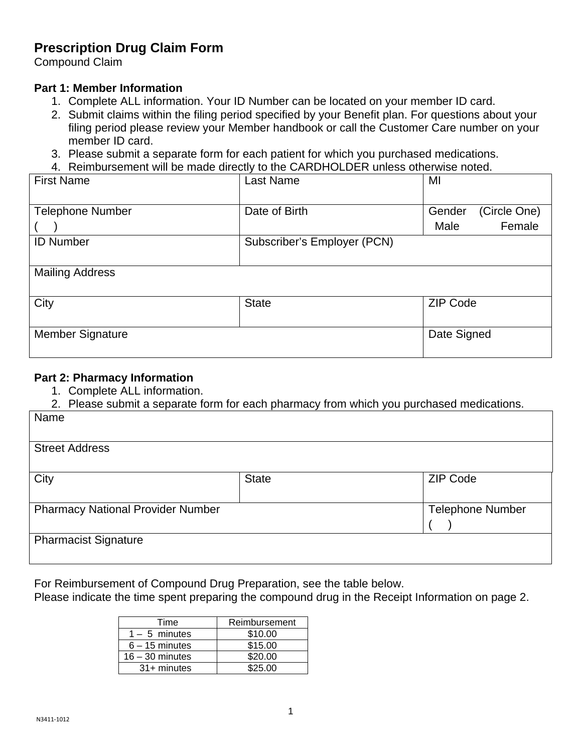# Prescription Drug Claim Form

Compound Claim

**Part 1: Member Information**

1. Complete ALL information. Your ID Number can be located on your member ID card.
2. Submit claims within the filing period specified by your Benefit plan. For questions about your filing period please review your Member handbook or call the Customer Care number on your member ID card.
3. Please submit a separate form for each patient for which you purchased medications.
4. Reimbursement will be made directly to the CARDHOLDER unless otherwise noted.

| First Name | Last Name | MI |
|---|---|---|
| Telephone Number ( ) | Date of Birth | Gender (Circle One) Male Female |
| ID Number | Subscriber's Employer (PCN) | |
| Mailing Address | | |
| City | State | ZIP Code |
| Member Signature | | Date Signed |

**Part 2: Pharmacy Information**

1. Complete ALL information.
2. Please submit a separate form for each pharmacy from which you purchased medications.

| Name | | |
|---|---|---|
| Street Address | | |
| City | State | ZIP Code |
| Pharmacy National Provider Number | | Telephone Number ( ) |
| Pharmacist Signature | | |

For Reimbursement of Compound Drug Preparation, see the table below.
Please indicate the time spent preparing the compound drug in the Receipt Information on page 2.

| Time | Reimbursement |
|---|---|
| 1 – 5 minutes | $10.00 |
| 6 – 15 minutes | $15.00 |
| 16 – 30 minutes | $20.00 |
| 31+ minutes | $25.00 |

N3411-1012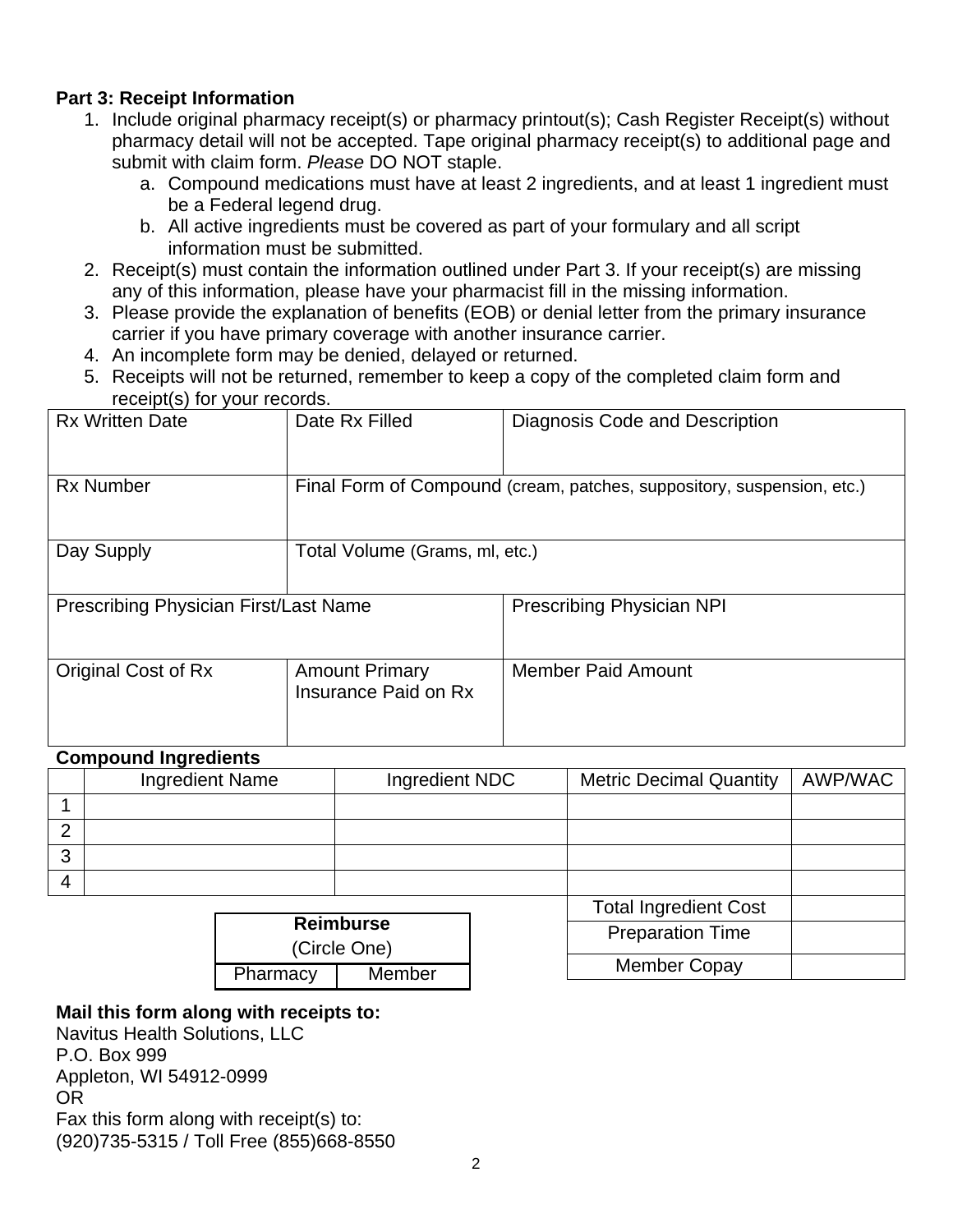**Part 3: Receipt Information**

1. Include original pharmacy receipt(s) or pharmacy printout(s); Cash Register Receipt(s) without pharmacy detail will not be accepted. Tape original pharmacy receipt(s) to additional page and submit with claim form. *Please* DO NOT staple.
   a. Compound medications must have at least 2 ingredients, and at least 1 ingredient must be a Federal legend drug.
   b. All active ingredients must be covered as part of your formulary and all script information must be submitted.
2. Receipt(s) must contain the information outlined under Part 3. If your receipt(s) are missing any of this information, please have your pharmacist fill in the missing information.
3. Please provide the explanation of benefits (EOB) or denial letter from the primary insurance carrier if you have primary coverage with another insurance carrier.
4. An incomplete form may be denied, delayed or returned.
5. Receipts will not be returned, remember to keep a copy of the completed claim form and receipt(s) for your records.

| | | |
|---|---|---|
| Rx Written Date | Date Rx Filled | Diagnosis Code and Description |
| Rx Number | Final Form of Compound (cream, patches, suppository, suspension, etc.) | |
| Day Supply | Total Volume (Grams, ml, etc.) | |
| Prescribing Physician First/Last Name | | Prescribing Physician NPI |
| Original Cost of Rx | Amount Primary Insurance Paid on Rx | Member Paid Amount |

**Compound Ingredients**

| | Ingredient Name | Ingredient NDC | Metric Decimal Quantity | AWP/WAC |
|---|---|---|---|---|
| 1 | | | | |
| 2 | | | | |
| 3 | | | | |
| 4 | | | | |
| | | | Total Ingredient Cost | |
| | | | Preparation Time | |
| | | | Member Copay | |

| **Reimburse** (Circle One) | |
|---|---|
| Pharmacy | Member |

**Mail this form along with receipts to:**
Navitus Health Solutions, LLC
P.O. Box 999
Appleton, WI 54912-0999
OR
Fax this form along with receipt(s) to:
(920)735-5315 / Toll Free (855)668-8550